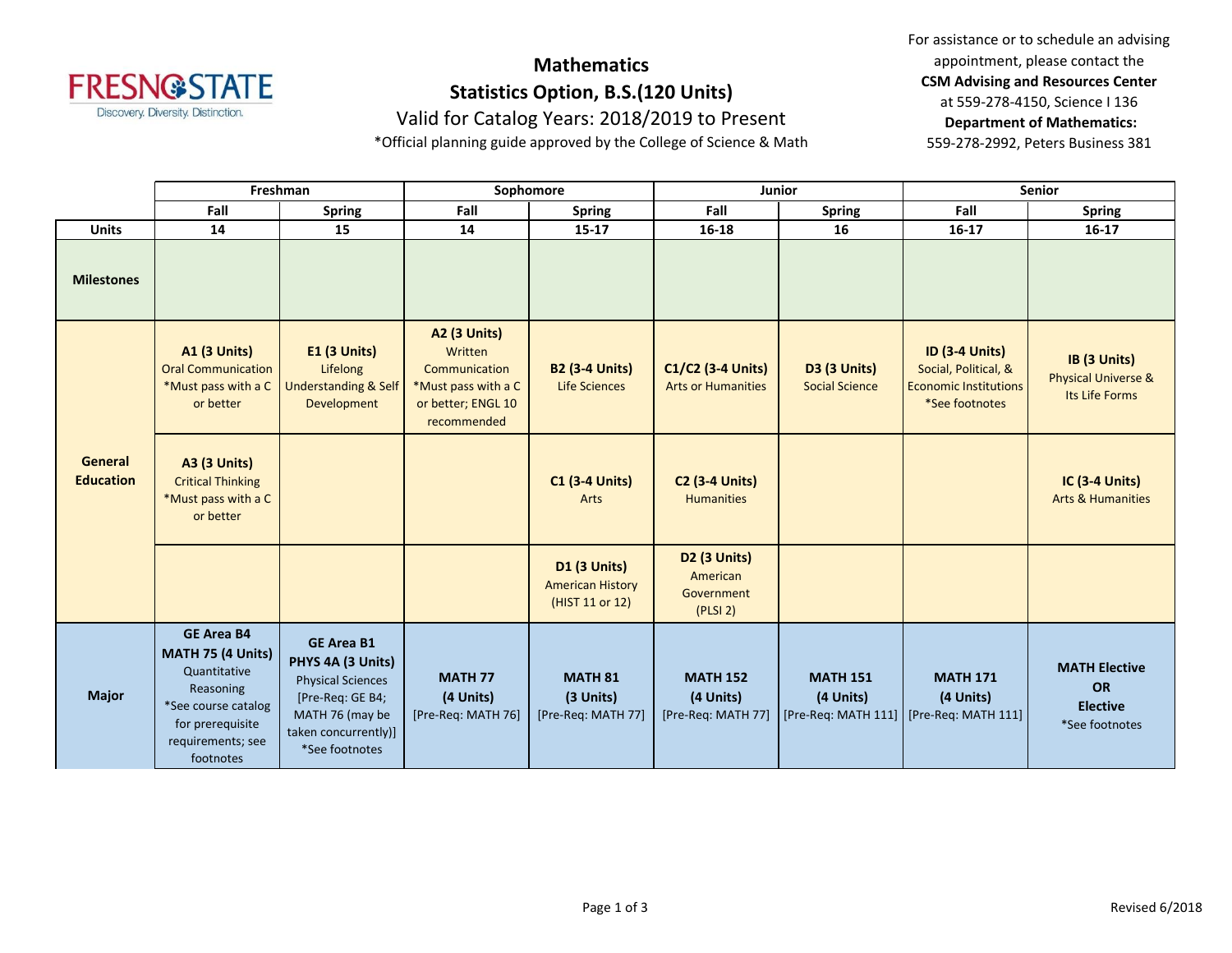FRESNO STATE
Discovery. Diversity. Distinction.

# Mathematics
## Statistics Option, B.S.(120 Units)
Valid for Catalog Years: 2018/2019 to Present

*Official planning guide approved by the College of Science & Math

For assistance or to schedule an advising appointment, please contact the **CSM Advising and Resources Center** at 559-278-4150, Science I 136
**Department of Mathematics:** 559-278-2992, Peters Business 381

| | Freshman | | Sophomore | | Junior | | Senior | |
|---|---|---|---|---|---|---|---|---|
| | Fall | Spring | Fall | Spring | Fall | Spring | Fall | Spring |
| **Units** | 14 | 15 | 14 | 15-17 | 16-18 | 16 | 16-17 | 16-17 |
| **Milestones** | | | | | | | | |
| **General Education** | **A1 (3 Units)** Oral Communication *Must pass with a C or better | **E1 (3 Units)** Lifelong Understanding & Self Development | **A2 (3 Units)** Written Communication *Must pass with a C or better; ENGL 10 recommended | **B2 (3-4 Units)** Life Sciences | **C1/C2 (3-4 Units)** Arts or Humanities | **D3 (3 Units)** Social Science | **ID (3-4 Units)** Social, Political, & Economic Institutions *See footnotes | **IB (3 Units)** Physical Universe & Its Life Forms |
| | **A3 (3 Units)** Critical Thinking *Must pass with a C or better | | | **C1 (3-4 Units)** Arts | **C2 (3-4 Units)** Humanities | | | **IC (3-4 Units)** Arts & Humanities |
| | | | | **D1 (3 Units)** American History (HIST 11 or 12) | **D2 (3 Units)** American Government (PLSI 2) | | | |
| **Major** | **GE Area B4 MATH 75 (4 Units)** Quantitative Reasoning *See course catalog for prerequisite requirements; see footnotes | **GE Area B1 PHYS 4A (3 Units)** Physical Sciences [Pre-Req: GE B4; MATH 76 (may be taken concurrently)] *See footnotes | **MATH 77 (4 Units)** [Pre-Req: MATH 76] | **MATH 81 (3 Units)** [Pre-Req: MATH 77] | **MATH 152 (4 Units)** [Pre-Req: MATH 77] | **MATH 151 (4 Units)** [Pre-Req: MATH 111] | **MATH 171 (4 Units)** [Pre-Req: MATH 111] | **MATH Elective OR Elective** *See footnotes |

Revised 6/2018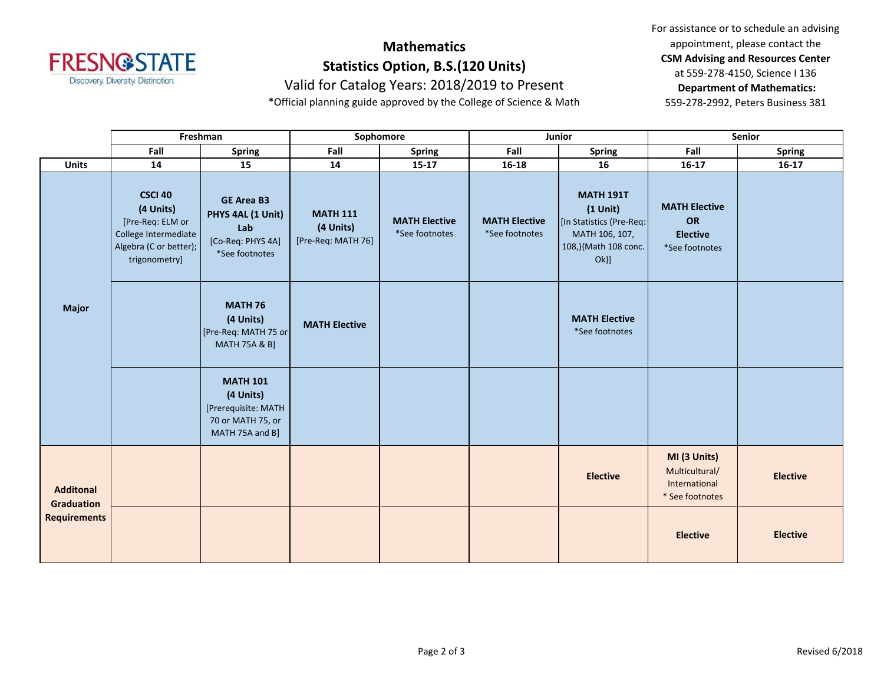# Mathematics

## Statistics Option, B.S.(120 Units)

Valid for Catalog Years: 2018/2019 to Present

*Official planning guide approved by the College of Science & Math

For assistance or to schedule an advising appointment, please contact the **CSM Advising and Resources Center** at 559-278-4150, Science I 136
**Department of Mathematics:** 559-278-2992, Peters Business 381

| | Freshman | | Sophomore | | Junior | | Senior | |
|---|---|---|---|---|---|---|---|---|
| | Fall | Spring | Fall | Spring | Fall | Spring | Fall | Spring |
| **Units** | 14 | 15 | 14 | 15-17 | 16-18 | 16 | 16-17 | 16-17 |
| **Major** | **CSCI 40 (4 Units)** [Pre-Req: ELM or College Intermediate Algebra (C or better); trigonometry] | **GE Area B3 PHYS 4AL (1 Unit) Lab** [Co-Req: PHYS 4A] *See footnotes | **MATH 111 (4 Units)** [Pre-Req: MATH 76] | **MATH Elective** *See footnotes | **MATH Elective** *See footnotes | **MATH 191T (1 Unit)** [In Statistics (Pre-Req: MATH 106, 107, 108,){Math 108 conc. Ok}] | **MATH Elective OR Elective** *See footnotes | |
| **Major** | | **MATH 76 (4 Units)** [Pre-Req: MATH 75 or MATH 75A & B] | **MATH Elective** | | | **MATH Elective** *See footnotes | | |
| **Major** | | **MATH 101 (4 Units)** [Prerequisite: MATH 70 or MATH 75, or MATH 75A and B] | | | | | | |
| **Additonal Graduation Requirements** | | | | | | **Elective** | **MI (3 Units)** Multicultural/ International * See footnotes | **Elective** |
| **Additonal Graduation Requirements** | | | | | | | **Elective** | **Elective** |

Revised 6/2018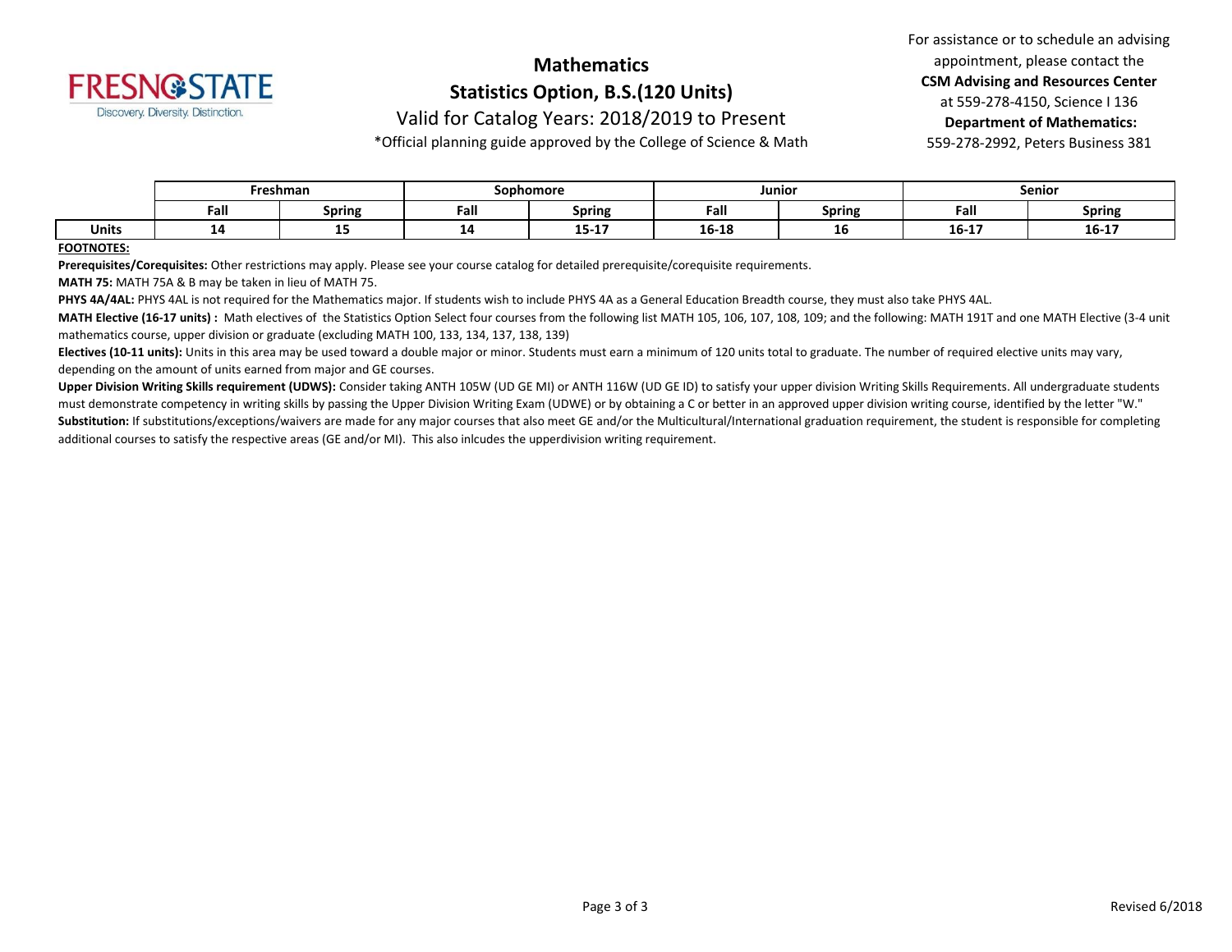# Mathematics

## Statistics Option, B.S.(120 Units)

Valid for Catalog Years: 2018/2019 to Present

*Official planning guide approved by the College of Science & Math

For assistance or to schedule an advising appointment, please contact the **CSM Advising and Resources Center** at 559-278-4150, Science I 136
**Department of Mathematics:** 559-278-2992, Peters Business 381

| | Freshman | | Sophomore | | Junior | | Senior | |
|---|---|---|---|---|---|---|---|---|
| | Fall | Spring | Fall | Spring | Fall | Spring | Fall | Spring |
| **Units** | **14** | **15** | **14** | **15-17** | **16-18** | **16** | **16-17** | **16-17** |

**FOOTNOTES:**

**Prerequisites/Corequisites:** Other restrictions may apply. Please see your course catalog for detailed prerequisite/corequisite requirements.

**MATH 75:** MATH 75A & B may be taken in lieu of MATH 75.

**PHYS 4A/4AL:** PHYS 4AL is not required for the Mathematics major. If students wish to include PHYS 4A as a General Education Breadth course, they must also take PHYS 4AL.

**MATH Elective (16-17 units) :** Math electives of the Statistics Option Select four courses from the following list MATH 105, 106, 107, 108, 109; and the following: MATH 191T and one MATH Elective (3-4 unit mathematics course, upper division or graduate (excluding MATH 100, 133, 134, 137, 138, 139)

**Electives (10-11 units):** Units in this area may be used toward a double major or minor. Students must earn a minimum of 120 units total to graduate. The number of required elective units may vary, depending on the amount of units earned from major and GE courses.

**Upper Division Writing Skills requirement (UDWS):** Consider taking ANTH 105W (UD GE MI) or ANTH 116W (UD GE ID) to satisfy your upper division Writing Skills Requirements. All undergraduate students must demonstrate competency in writing skills by passing the Upper Division Writing Exam (UDWE) or by obtaining a C or better in an approved upper division writing course, identified by the letter "W."

**Substitution:** If substitutions/exceptions/waivers are made for any major courses that also meet GE and/or the Multicultural/International graduation requirement, the student is responsible for completing additional courses to satisfy the respective areas (GE and/or MI). This also inlcudes the upperdivision writing requirement.

Revised 6/2018